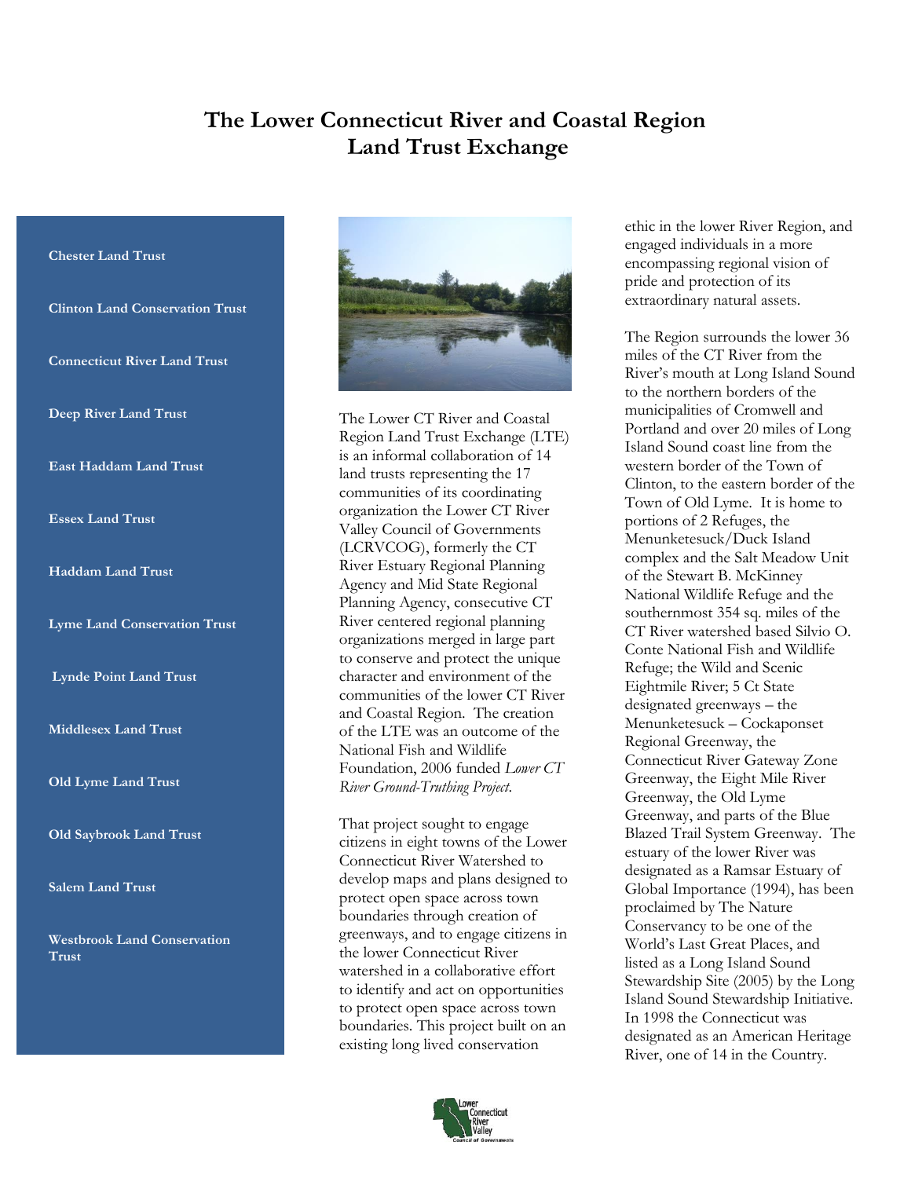# The Lower Connecticut River and Coastal Region Land Trust Exchange

**Chester Land Trust**

**Clinton Land Conservation Trust**

**Connecticut River Land Trust**

**Deep River Land Trust**

**East Haddam Land Trust**

**Essex Land Trust**

**Haddam Land Trust**

**Lyme Land Conservation Trust**

**Lynde Point Land Trust**

**Middlesex Land Trust**

**Old Lyme Land Trust**

**Old Saybrook Land Trust**

**Salem Land Trust**

**Westbrook Land Conservation Trust**

The Lower CT River and Coastal Region Land Trust Exchange (LTE) is an informal collaboration of 14 land trusts representing the 17 communities of its coordinating organization the Lower CT River Valley Council of Governments (LCRVCOG), formerly the CT River Estuary Regional Planning Agency and Mid State Regional Planning Agency, consecutive CT River centered regional planning organizations merged in large part to conserve and protect the unique character and environment of the communities of the lower CT River and Coastal Region. The creation of the LTE was an outcome of the National Fish and Wildlife Foundation, 2006 funded *Lower CT River Ground-Truthing Project.*

That project sought to engage citizens in eight towns of the Lower Connecticut River Watershed to develop maps and plans designed to protect open space across town boundaries through creation of greenways, and to engage citizens in the lower Connecticut River watershed in a collaborative effort to identify and act on opportunities to protect open space across town boundaries. This project built on an existing long lived conservation ethic in the lower River Region, and engaged individuals in a more encompassing regional vision of pride and protection of its extraordinary natural assets.

The Region surrounds the lower 36 miles of the CT River from the River's mouth at Long Island Sound to the northern borders of the municipalities of Cromwell and Portland and over 20 miles of Long Island Sound coast line from the western border of the Town of Clinton, to the eastern border of the Town of Old Lyme. It is home to portions of 2 Refuges, the Menunketesuck/Duck Island complex and the Salt Meadow Unit of the Stewart B. McKinney National Wildlife Refuge and the southernmost 354 sq. miles of the CT River watershed based Silvio O. Conte National Fish and Wildlife Refuge; the Wild and Scenic Eightmile River; 5 Ct State designated greenways – the Menunketesuck – Cockaponset Regional Greenway, the Connecticut River Gateway Zone Greenway, the Eight Mile River Greenway, the Old Lyme Greenway, and parts of the Blue Blazed Trail System Greenway. The estuary of the lower River was designated as a Ramsar Estuary of Global Importance (1994), has been proclaimed by The Nature Conservancy to be one of the World's Last Great Places, and listed as a Long Island Sound Stewardship Site (2005) by the Long Island Sound Stewardship Initiative. In 1998 the Connecticut was designated as an American Heritage River, one of 14 in the Country.

Lower Connecticut River Valley Council of Governments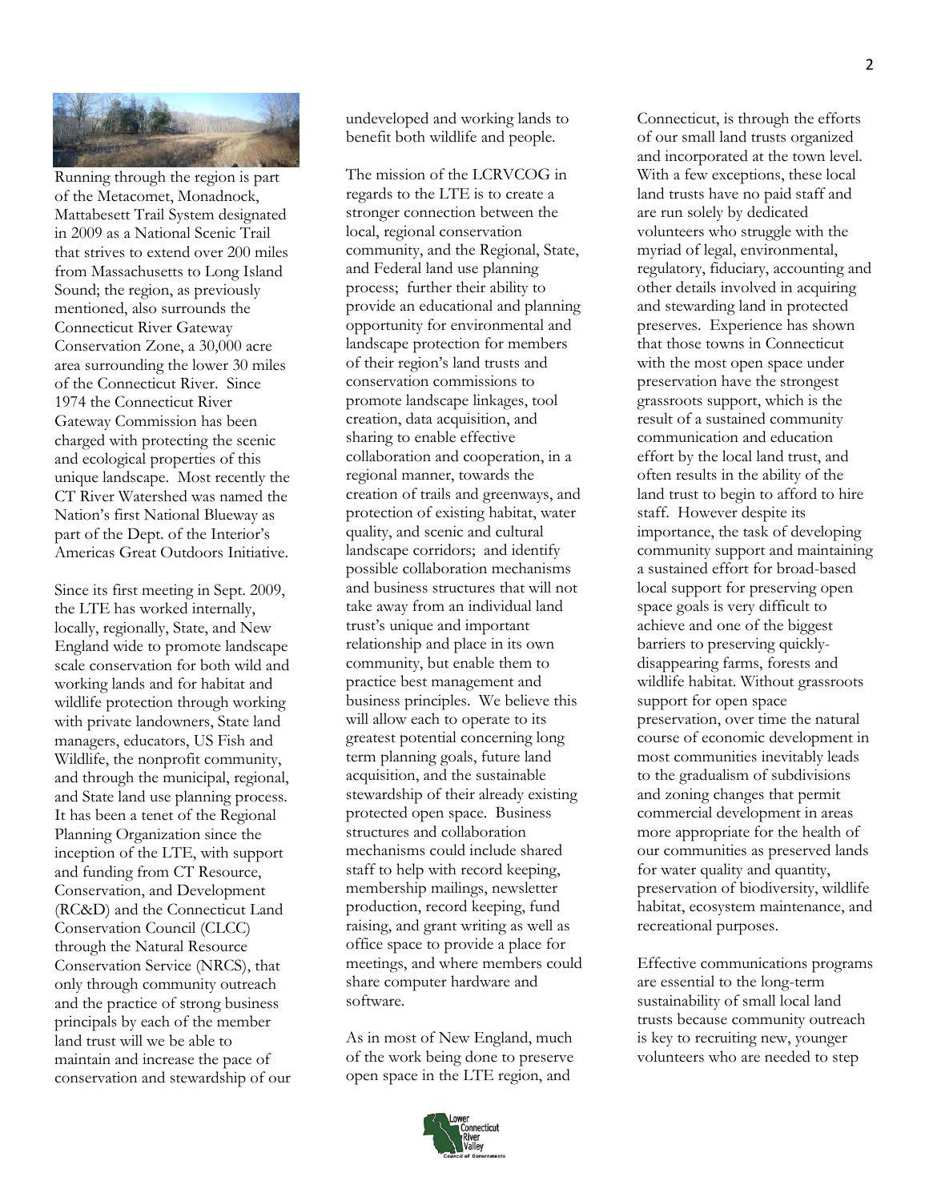Running through the region is part of the Metacomet, Monadnock, Mattabesett Trail System designated in 2009 as a National Scenic Trail that strives to extend over 200 miles from Massachusetts to Long Island Sound; the region, as previously mentioned, also surrounds the Connecticut River Gateway Conservation Zone, a 30,000 acre area surrounding the lower 30 miles of the Connecticut River. Since 1974 the Connecticut River Gateway Commission has been charged with protecting the scenic and ecological properties of this unique landscape. Most recently the CT River Watershed was named the Nation's first National Blueway as part of the Dept. of the Interior's Americas Great Outdoors Initiative.

Since its first meeting in Sept. 2009, the LTE has worked internally, locally, regionally, State, and New England wide to promote landscape scale conservation for both wild and working lands and for habitat and wildlife protection through working with private landowners, State land managers, educators, US Fish and Wildlife, the nonprofit community, and through the municipal, regional, and State land use planning process. It has been a tenet of the Regional Planning Organization since the inception of the LTE, with support and funding from CT Resource, Conservation, and Development (RC&D) and the Connecticut Land Conservation Council (CLCC) through the Natural Resource Conservation Service (NRCS), that only through community outreach and the practice of strong business principals by each of the member land trust will we be able to maintain and increase the pace of conservation and stewardship of our undeveloped and working lands to benefit both wildlife and people.

The mission of the LCRVCOG in regards to the LTE is to create a stronger connection between the local, regional conservation community, and the Regional, State, and Federal land use planning process; further their ability to provide an educational and planning opportunity for environmental and landscape protection for members of their region's land trusts and conservation commissions to promote landscape linkages, tool creation, data acquisition, and sharing to enable effective collaboration and cooperation, in a regional manner, towards the creation of trails and greenways, and protection of existing habitat, water quality, and scenic and cultural landscape corridors; and identify possible collaboration mechanisms and business structures that will not take away from an individual land trust's unique and important relationship and place in its own community, but enable them to practice best management and business principles. We believe this will allow each to operate to its greatest potential concerning long term planning goals, future land acquisition, and the sustainable stewardship of their already existing protected open space. Business structures and collaboration mechanisms could include shared staff to help with record keeping, membership mailings, newsletter production, record keeping, fund raising, and grant writing as well as office space to provide a place for meetings, and where members could share computer hardware and software.

As in most of New England, much of the work being done to preserve open space in the LTE region, and Connecticut, is through the efforts of our small land trusts organized and incorporated at the town level. With a few exceptions, these local land trusts have no paid staff and are run solely by dedicated volunteers who struggle with the myriad of legal, environmental, regulatory, fiduciary, accounting and other details involved in acquiring and stewarding land in protected preserves. Experience has shown that those towns in Connecticut with the most open space under preservation have the strongest grassroots support, which is the result of a sustained community communication and education effort by the local land trust, and often results in the ability of the land trust to begin to afford to hire staff. However despite its importance, the task of developing community support and maintaining a sustained effort for broad-based local support for preserving open space goals is very difficult to achieve and one of the biggest barriers to preserving quickly-disappearing farms, forests and wildlife habitat. Without grassroots support for open space preservation, over time the natural course of economic development in most communities inevitably leads to the gradualism of subdivisions and zoning changes that permit commercial development in areas more appropriate for the health of our communities as preserved lands for water quality and quantity, preservation of biodiversity, wildlife habitat, ecosystem maintenance, and recreational purposes.

Effective communications programs are essential to the long-term sustainability of small local land trusts because community outreach is key to recruiting new, younger volunteers who are needed to step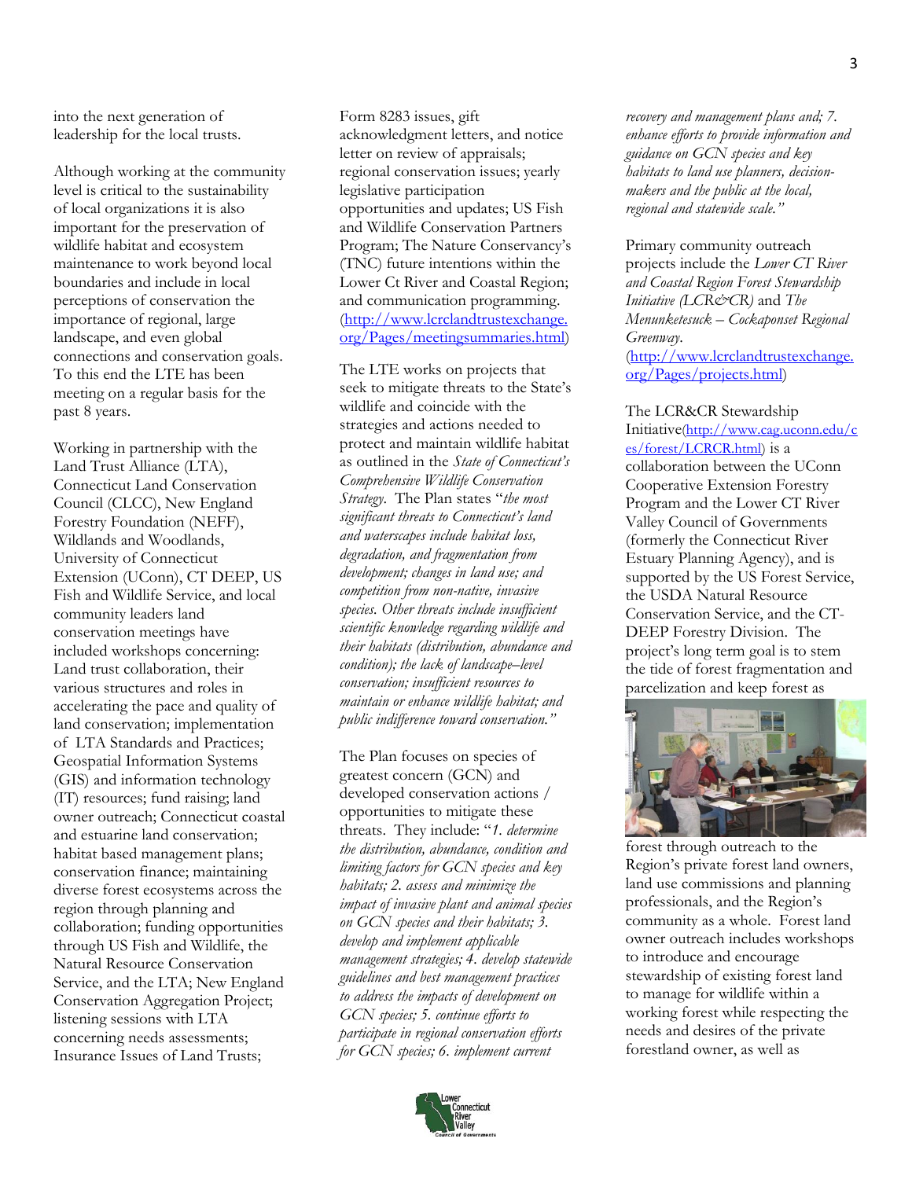into the next generation of leadership for the local trusts.

Although working at the community level is critical to the sustainability of local organizations it is also important for the preservation of wildlife habitat and ecosystem maintenance to work beyond local boundaries and include in local perceptions of conservation the importance of regional, large landscape, and even global connections and conservation goals. To this end the LTE has been meeting on a regular basis for the past 8 years.

Working in partnership with the Land Trust Alliance (LTA), Connecticut Land Conservation Council (CLCC), New England Forestry Foundation (NEFF), Wildlands and Woodlands, University of Connecticut Extension (UConn), CT DEEP, US Fish and Wildlife Service, and local community leaders land conservation meetings have included workshops concerning: Land trust collaboration, their various structures and roles in accelerating the pace and quality of land conservation; implementation of LTA Standards and Practices; Geospatial Information Systems (GIS) and information technology (IT) resources; fund raising; land owner outreach; Connecticut coastal and estuarine land conservation; habitat based management plans; conservation finance; maintaining diverse forest ecosystems across the region through planning and collaboration; funding opportunities through US Fish and Wildlife, the Natural Resource Conservation Service, and the LTA; New England Conservation Aggregation Project; listening sessions with LTA concerning needs assessments; Insurance Issues of Land Trusts; Form 8283 issues, gift acknowledgment letters, and notice letter on review of appraisals; regional conservation issues; yearly legislative participation opportunities and updates; US Fish and Wildlife Conservation Partners Program; The Nature Conservancy's (TNC) future intentions within the Lower Ct River and Coastal Region; and communication programming. (http://www.lcrclandtrustexchange.org/Pages/meetingsummaries.html)

The LTE works on projects that seek to mitigate threats to the State's wildlife and coincide with the strategies and actions needed to protect and maintain wildlife habitat as outlined in the *State of Connecticut's Comprehensive Wildlife Conservation Strategy*. The Plan states "*the most significant threats to Connecticut's land and waterscapes include habitat loss, degradation, and fragmentation from development; changes in land use; and competition from non-native, invasive species. Other threats include insufficient scientific knowledge regarding wildlife and their habitats (distribution, abundance and condition); the lack of landscape–level conservation; insufficient resources to maintain or enhance wildlife habitat; and public indifference toward conservation.*"

The Plan focuses on species of greatest concern (GCN) and developed conservation actions / opportunities to mitigate these threats. They include: "*1. determine the distribution, abundance, condition and limiting factors for GCN species and key habitats; 2. assess and minimize the impact of invasive plant and animal species on GCN species and their habitats; 3. develop and implement applicable management strategies; 4. develop statewide guidelines and best management practices to address the impacts of development on GCN species; 5. continue efforts to participate in regional conservation efforts for GCN species; 6. implement current recovery and management plans and; 7. enhance efforts to provide information and guidance on GCN species and key habitats to land use planners, decision-makers and the public at the local, regional and statewide scale.*"

Primary community outreach projects include the *Lower CT River and Coastal Region Forest Stewardship Initiative (LCR&CR)* and *The Menunketesuck – Cockaponset Regional Greenway*. (http://www.lcrclandtrustexchange.org/Pages/projects.html)

The LCR&CR Stewardship Initiative(http://www.cag.uconn.edu/ces/forest/LCRCR.html) is a collaboration between the UConn Cooperative Extension Forestry Program and the Lower CT River Valley Council of Governments (formerly the Connecticut River Estuary Planning Agency), and is supported by the US Forest Service, the USDA Natural Resource Conservation Service, and the CT-DEEP Forestry Division. The project's long term goal is to stem the tide of forest fragmentation and parcelization and keep forest as forest through outreach to the Region's private forest land owners, land use commissions and planning professionals, and the Region's community as a whole. Forest land owner outreach includes workshops to introduce and encourage stewardship of existing forest land to manage for wildlife within a working forest while respecting the needs and desires of the private forestland owner, as well as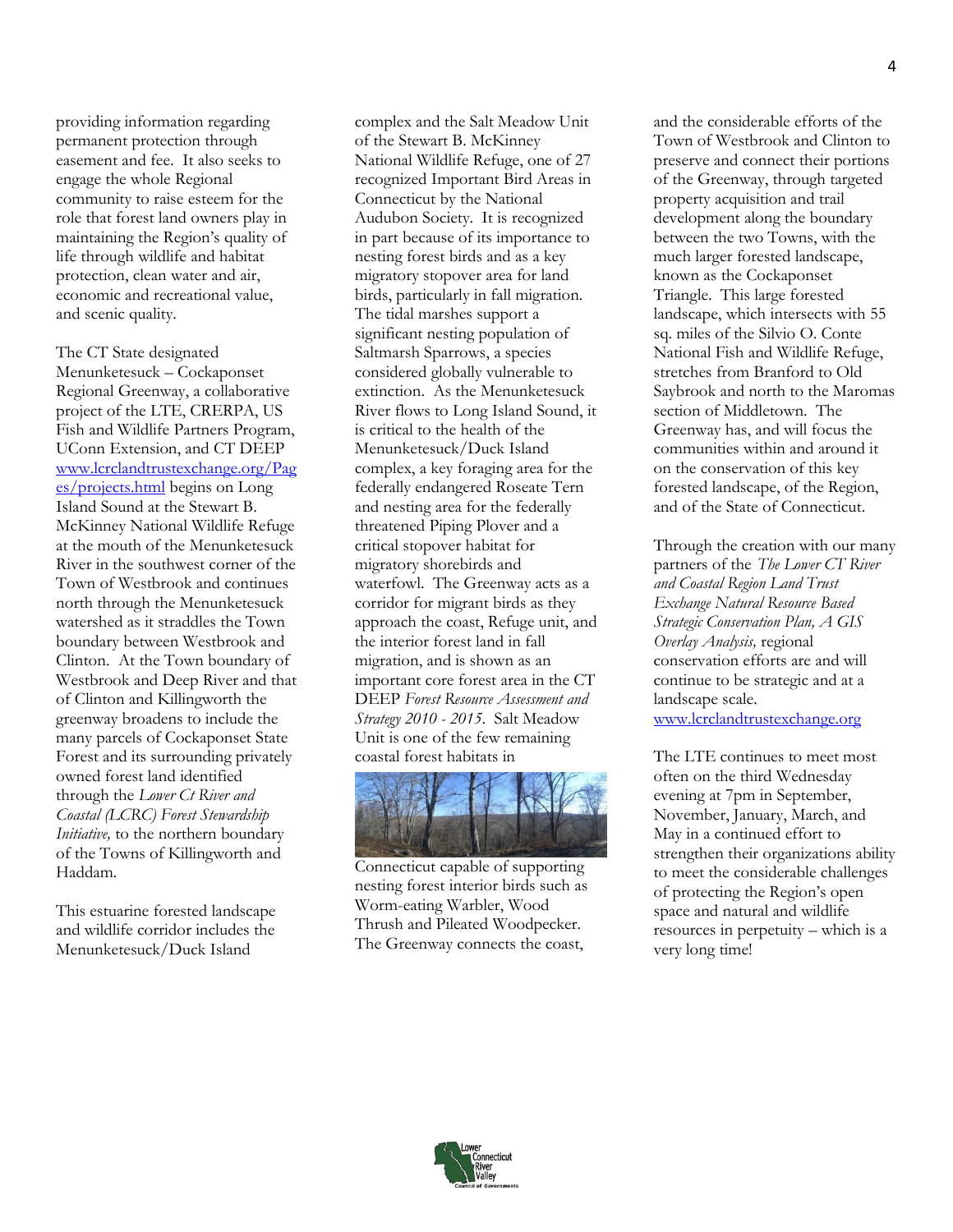providing information regarding permanent protection through easement and fee. It also seeks to engage the whole Regional community to raise esteem for the role that forest land owners play in maintaining the Region's quality of life through wildlife and habitat protection, clean water and air, economic and recreational value, and scenic quality.

The CT State designated Menunketesuck – Cockaponset Regional Greenway, a collaborative project of the LTE, CRERPA, US Fish and Wildlife Partners Program, UConn Extension, and CT DEEP [www.lcrclandtrustexchange.org/Pages/projects.html](www.lcrclandtrustexchange.org/Pages/projects.html) begins on Long Island Sound at the Stewart B. McKinney National Wildlife Refuge at the mouth of the Menunketesuck River in the southwest corner of the Town of Westbrook and continues north through the Menunketesuck watershed as it straddles the Town boundary between Westbrook and Clinton. At the Town boundary of Westbrook and Deep River and that of Clinton and Killingworth the greenway broadens to include the many parcels of Cockaponset State Forest and its surrounding privately owned forest land identified through the *Lower Ct River and Coastal (LCRC) Forest Stewardship Initiative,* to the northern boundary of the Towns of Killingworth and Haddam.

This estuarine forested landscape and wildlife corridor includes the Menunketesuck/Duck Island complex and the Salt Meadow Unit of the Stewart B. McKinney National Wildlife Refuge, one of 27 recognized Important Bird Areas in Connecticut by the National Audubon Society. It is recognized in part because of its importance to nesting forest birds and as a key migratory stopover area for land birds, particularly in fall migration. The tidal marshes support a significant nesting population of Saltmarsh Sparrows, a species considered globally vulnerable to extinction. As the Menunketesuck River flows to Long Island Sound, it is critical to the health of the Menunketesuck/Duck Island complex, a key foraging area for the federally endangered Roseate Tern and nesting area for the federally threatened Piping Plover and a critical stopover habitat for migratory shorebirds and waterfowl. The Greenway acts as a corridor for migrant birds as they approach the coast, Refuge unit, and the interior forest land in fall migration, and is shown as an important core forest area in the CT DEEP *Forest Resource Assessment and Strategy 2010 - 2015*. Salt Meadow Unit is one of the few remaining coastal forest habitats in Connecticut capable of supporting nesting forest interior birds such as Worm-eating Warbler, Wood Thrush and Pileated Woodpecker. The Greenway connects the coast, and the considerable efforts of the Town of Westbrook and Clinton to preserve and connect their portions of the Greenway, through targeted property acquisition and trail development along the boundary between the two Towns, with the much larger forested landscape, known as the Cockaponset Triangle. This large forested landscape, which intersects with 55 sq. miles of the Silvio O. Conte National Fish and Wildlife Refuge, stretches from Branford to Old Saybrook and north to the Maromas section of Middletown. The Greenway has, and will focus the communities within and around it on the conservation of this key forested landscape, of the Region, and of the State of Connecticut.

Through the creation with our many partners of the *The Lower CT River and Coastal Region Land Trust Exchange Natural Resource Based Strategic Conservation Plan, A GIS Overlay Analysis,* regional conservation efforts are and will continue to be strategic and at a landscape scale. [www.lcrclandtrustexchange.org](www.lcrclandtrustexchange.org)

The LTE continues to meet most often on the third Wednesday evening at 7pm in September, November, January, March, and May in a continued effort to strengthen their organizations ability to meet the considerable challenges of protecting the Region's open space and natural and wildlife resources in perpetuity – which is a very long time!